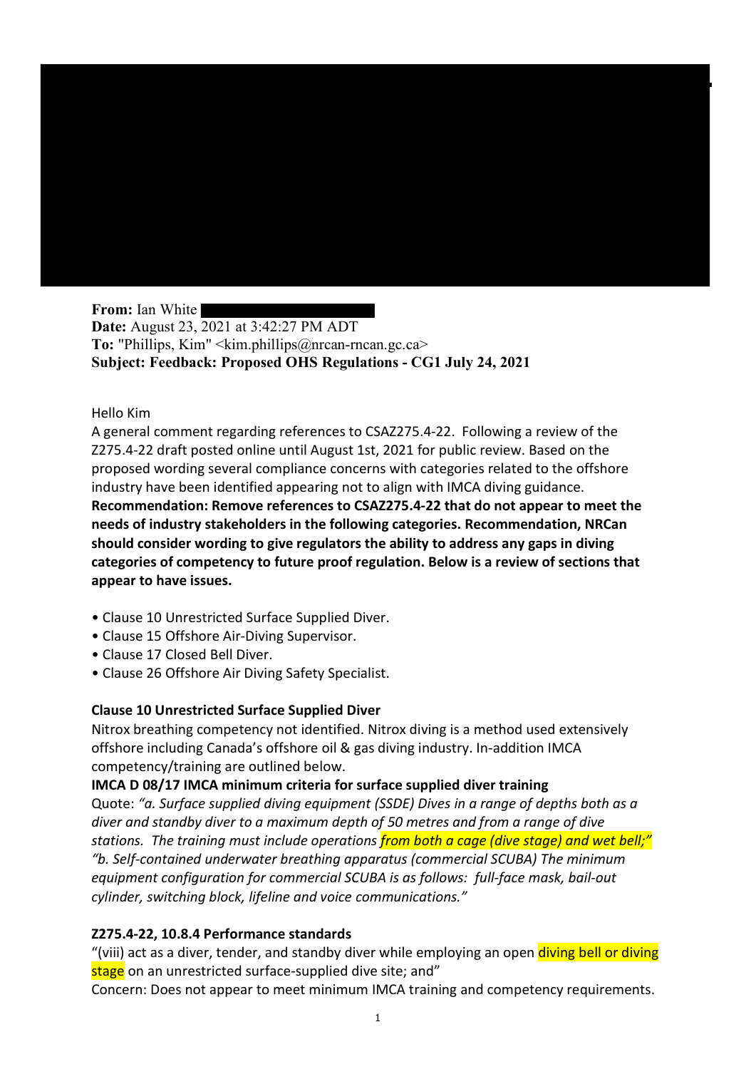**From:** Ian White
**Date:** August 23, 2021 at 3:42:27 PM ADT
**To:** "Phillips, Kim" <kim.phillips@nrcan-rncan.gc.ca>
**Subject: Feedback: Proposed OHS Regulations - CG1 July 24, 2021**

Hello Kim

A general comment regarding references to CSAZ275.4-22. Following a review of the Z275.4-22 draft posted online until August 1st, 2021 for public review. Based on the proposed wording several compliance concerns with categories related to the offshore industry have been identified appearing not to align with IMCA diving guidance.

**Recommendation: Remove references to CSAZ275.4-22 that do not appear to meet the needs of industry stakeholders in the following categories. Recommendation, NRCan should consider wording to give regulators the ability to address any gaps in diving categories of competency to future proof regulation. Below is a review of sections that appear to have issues.**

- Clause 10 Unrestricted Surface Supplied Diver.
- Clause 15 Offshore Air-Diving Supervisor.
- Clause 17 Closed Bell Diver.
- Clause 26 Offshore Air Diving Safety Specialist.

**Clause 10 Unrestricted Surface Supplied Diver**

Nitrox breathing competency not identified. Nitrox diving is a method used extensively offshore including Canada's offshore oil & gas diving industry. In-addition IMCA competency/training are outlined below.

**IMCA D 08/17 IMCA minimum criteria for surface supplied diver training**

Quote: *"a. Surface supplied diving equipment (SSDE) Dives in a range of depths both as a diver and standby diver to a maximum depth of 50 metres and from a range of dive stations. The training must include operations from both a cage (dive stage) and wet bell;"*
*"b. Self-contained underwater breathing apparatus (commercial SCUBA) The minimum equipment configuration for commercial SCUBA is as follows: full-face mask, bail-out cylinder, switching block, lifeline and voice communications."*

**Z275.4-22, 10.8.4 Performance standards**

"(viii) act as a diver, tender, and standby diver while employing an open diving bell or diving stage on an unrestricted surface-supplied dive site; and"

Concern: Does not appear to meet minimum IMCA training and competency requirements.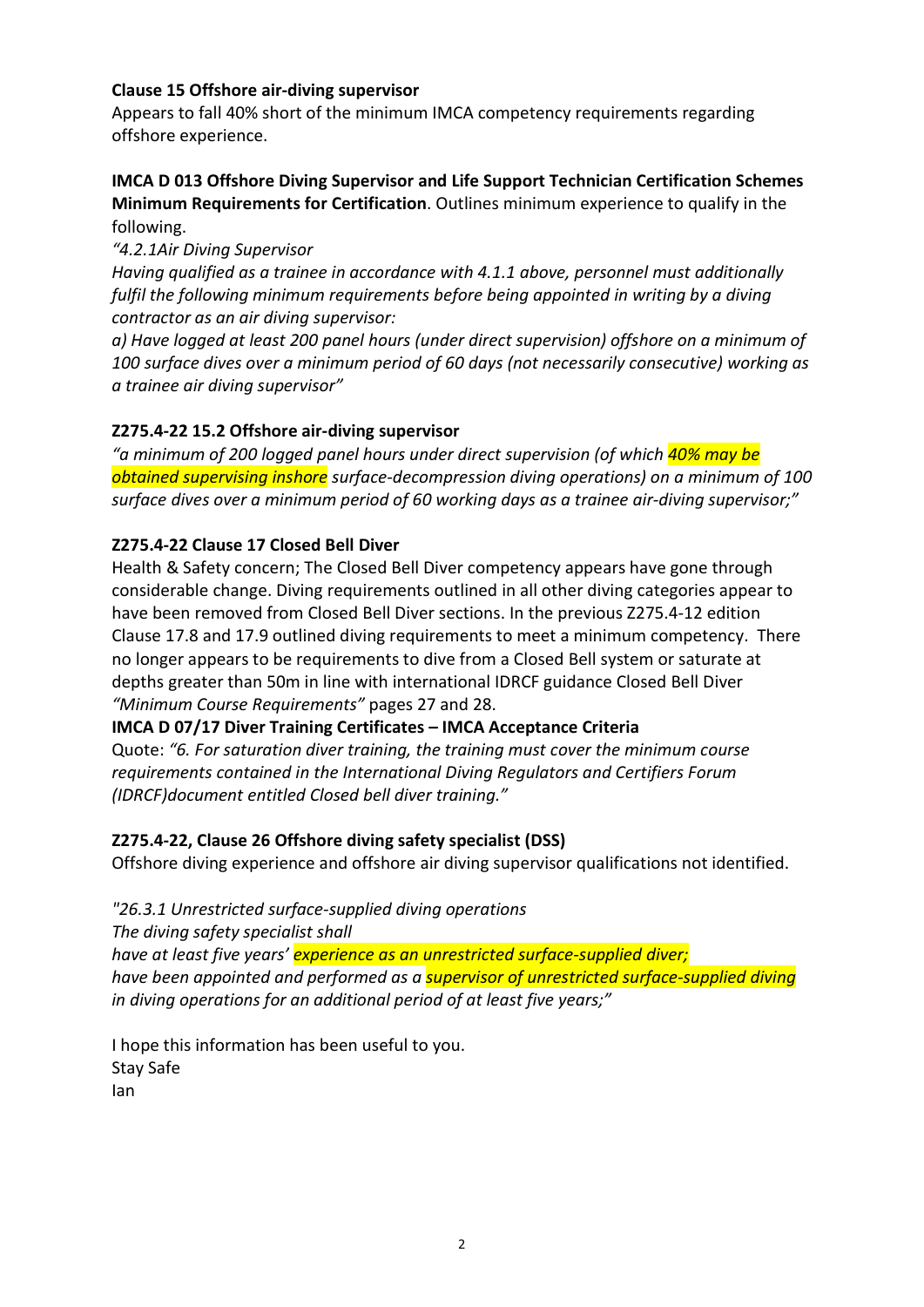**Clause 15 Offshore air-diving supervisor**

Appears to fall 40% short of the minimum IMCA competency requirements regarding offshore experience.

**IMCA D 013 Offshore Diving Supervisor and Life Support Technician Certification Schemes Minimum Requirements for Certification**. Outlines minimum experience to qualify in the following.

*"4.2.1Air Diving Supervisor*

*Having qualified as a trainee in accordance with 4.1.1 above, personnel must additionally fulfil the following minimum requirements before being appointed in writing by a diving contractor as an air diving supervisor:*

*a) Have logged at least 200 panel hours (under direct supervision) offshore on a minimum of 100 surface dives over a minimum period of 60 days (not necessarily consecutive) working as a trainee air diving supervisor"*

**Z275.4-22 15.2 Offshore air-diving supervisor**

*"a minimum of 200 logged panel hours under direct supervision (of which 40% may be obtained supervising inshore surface-decompression diving operations) on a minimum of 100 surface dives over a minimum period of 60 working days as a trainee air-diving supervisor;"*

**Z275.4-22 Clause 17 Closed Bell Diver**

Health & Safety concern; The Closed Bell Diver competency appears have gone through considerable change. Diving requirements outlined in all other diving categories appear to have been removed from Closed Bell Diver sections. In the previous Z275.4-12 edition Clause 17.8 and 17.9 outlined diving requirements to meet a minimum competency. There no longer appears to be requirements to dive from a Closed Bell system or saturate at depths greater than 50m in line with international IDRCF guidance Closed Bell Diver *"Minimum Course Requirements"* pages 27 and 28.

**IMCA D 07/17 Diver Training Certificates – IMCA Acceptance Criteria**

Quote: *"6. For saturation diver training, the training must cover the minimum course requirements contained in the International Diving Regulators and Certifiers Forum (IDRCF)document entitled Closed bell diver training."*

**Z275.4-22, Clause 26 Offshore diving safety specialist (DSS)**

Offshore diving experience and offshore air diving supervisor qualifications not identified.

*"26.3.1 Unrestricted surface-supplied diving operations*

*The diving safety specialist shall*

*have at least five years' experience as an unrestricted surface-supplied diver;*

*have been appointed and performed as a supervisor of unrestricted surface-supplied diving in diving operations for an additional period of at least five years;"*

I hope this information has been useful to you.

Stay Safe

Ian